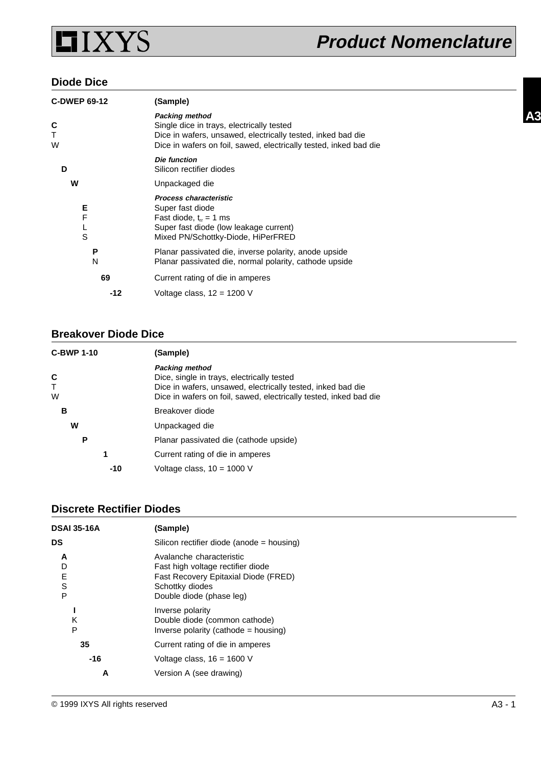# Product Nomenclature

## Diode Dice

| **C-DWEP 69-12** | **(Sample)** |
|---|---|
| | ***Packing method*** |
| **C** | Single dice in trays, electrically tested |
| T | Dice in wafers, unsawed, electrically tested, inked bad die |
| W | Dice in wafers on foil, sawed, electrically tested, inked bad die |
| | ***Die function*** |
| **D** | Silicon rectifier diodes |
| **W** | Unpackaged die |
| | ***Process characteristic*** |
| **E** | Super fast diode |
| F | Fast diode, $t_{rr}$ = 1 ms |
| L | Super fast diode (low leakage current) |
| S | Mixed PN/Schottky-Diode, HiPerFRED |
| **P** | Planar passivated die, inverse polarity, anode upside |
| N | Planar passivated die, normal polarity, cathode upside |
| **69** | Current rating of die in amperes |
| **-12** | Voltage class, 12 = 1200 V |

## Breakover Diode Dice

| **C-BWP 1-10** | **(Sample)** |
|---|---|
| | ***Packing method*** |
| **C** | Dice, single in trays, electrically tested |
| T | Dice in wafers, unsawed, electrically tested, inked bad die |
| W | Dice in wafers on foil, sawed, electrically tested, inked bad die |
| **B** | Breakover diode |
| **W** | Unpackaged die |
| **P** | Planar passivated die (cathode upside) |
| **1** | Current rating of die in amperes |
| **-10** | Voltage class, 10 = 1000 V |

## Discrete Rectifier Diodes

| **DSAI 35-16A** | **(Sample)** |
|---|---|
| **DS** | Silicon rectifier diode (anode = housing) |
| **A** | Avalanche characteristic |
| D | Fast high voltage rectifier diode |
| E | Fast Recovery Epitaxial Diode (FRED) |
| S | Schottky diodes |
| P | Double diode (phase leg) |
| **I** | Inverse polarity |
| K | Double diode (common cathode) |
| P | Inverse polarity (cathode = housing) |
| **35** | Current rating of die in amperes |
| **-16** | Voltage class, 16 = 1600 V |
| **A** | Version A (see drawing) |

© 1999 IXYS All rights reserved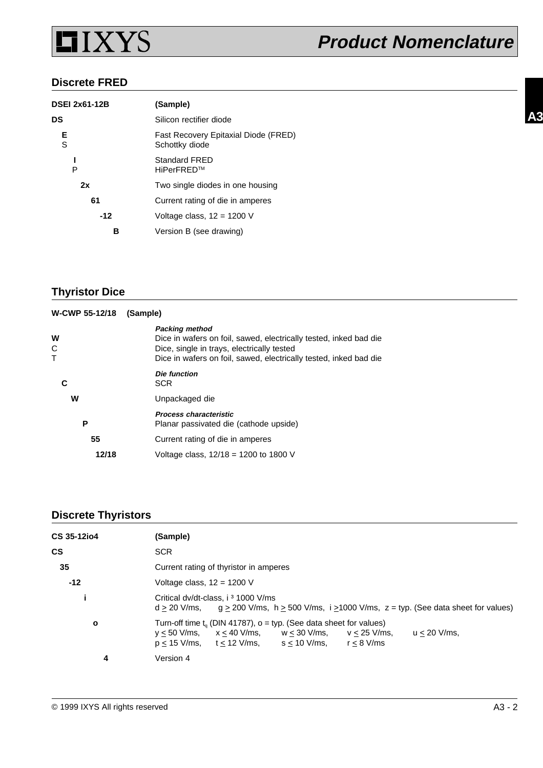## Discrete FRED

| **DSEI 2x61-12B** | **(Sample)** |
|---|---|
| **DS** | Silicon rectifier diode |
| **E**<br>S | Fast Recovery Epitaxial Diode (FRED)<br>Schottky diode |
| **I**<br>P | Standard FRED<br>HiPerFRED™ |
| **2x** | Two single diodes in one housing |
| **61** | Current rating of die in amperes |
| **-12** | Voltage class, 12 = 1200 V |
| **B** | Version B (see drawing) |

## Thyristor Dice

**W-CWP 55-12/18 (Sample)**

| | |
|---|---|
| | ***Packing method*** |
| **W**<br>C<br>T | Dice in wafers on foil, sawed, electrically tested, inked bad die<br>Dice, single in trays, electrically tested<br>Dice in wafers on foil, sawed, electrically tested, inked bad die |
| | ***Die function*** |
| **C** | SCR |
| **W** | Unpackaged die |
| | ***Process characteristic*** |
| **P** | Planar passivated die (cathode upside) |
| **55** | Current rating of die in amperes |
| **12/18** | Voltage class, 12/18 = 1200 to 1800 V |

## Discrete Thyristors

| **CS 35-12io4** | **(Sample)** |
|---|---|
| **CS** | SCR |
| **35** | Current rating of thyristor in amperes |
| **-12** | Voltage class, 12 = 1200 V |
| **i** | Critical dv/dt-class, i ≥ 1000 V/ms<br>d ≥ 20 V/ms, g ≥ 200 V/ms, h ≥ 500 V/ms, i ≥1000 V/ms, z = typ. (See data sheet for values) |
| **o** | Turn-off time $t_q$ (DIN 41787), o = typ. (See data sheet for values)<br>y ≤ 50 V/ms, x ≤ 40 V/ms, w ≤ 30 V/ms, v ≤ 25 V/ms, u ≤ 20 V/ms,<br>p ≤ 15 V/ms, t ≤ 12 V/ms, s ≤ 10 V/ms, r ≤ 8 V/ms |
| **4** | Version 4 |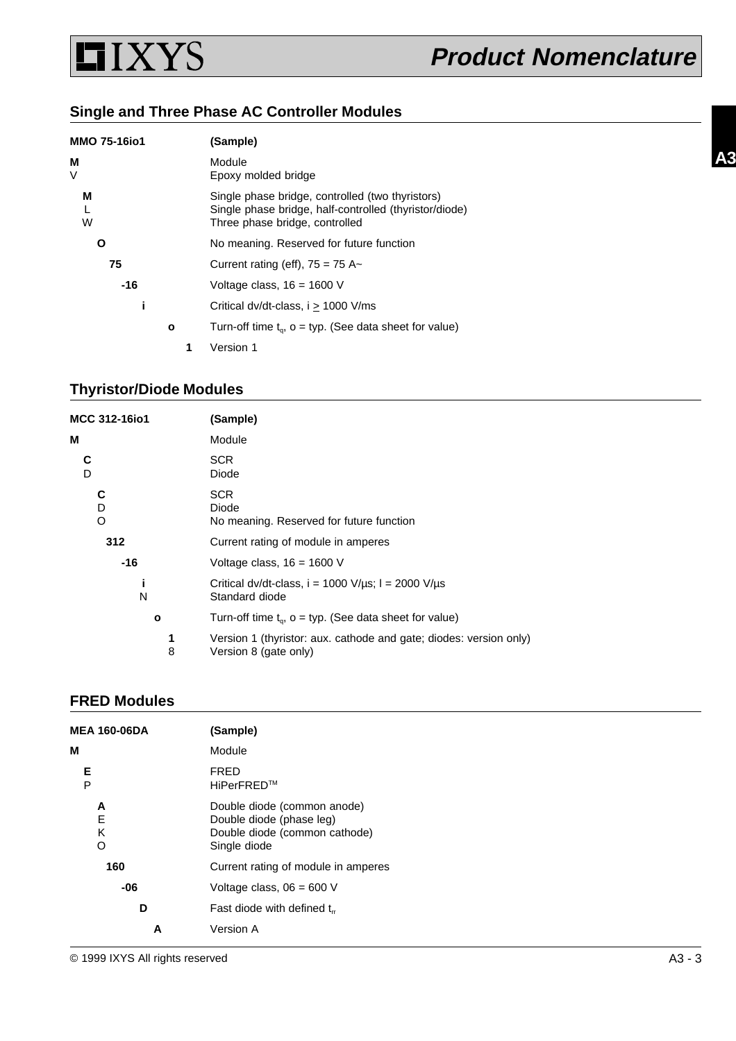## Single and Three Phase AC Controller Modules

| **MMO 75-16io1** | **(Sample)** |
|---|---|
| **M**<br>V | Module<br>Epoxy molded bridge |
| **M**<br>L<br>W | Single phase bridge, controlled (two thyristors)<br>Single phase bridge, half-controlled (thyristor/diode)<br>Three phase bridge, controlled |
| **O** | No meaning. Reserved for future function |
| **75** | Current rating (eff), 75 = 75 A~ |
| **-16** | Voltage class, 16 = 1600 V |
| **i** | Critical dv/dt-class, i ≥ 1000 V/ms |
| **o** | Turn-off time $t_q$, o = typ. (See data sheet for value) |
| **1** | Version 1 |

## Thyristor/Diode Modules

| **MCC 312-16io1** | **(Sample)** |
|---|---|
| **M** | Module |
| **C**<br>D | SCR<br>Diode |
| **C**<br>D<br>O | SCR<br>Diode<br>No meaning. Reserved for future function |
| **312** | Current rating of module in amperes |
| **-16** | Voltage class, 16 = 1600 V |
| **i**<br>N | Critical dv/dt-class, i = 1000 V/µs; l = 2000 V/µs<br>Standard diode |
| **o** | Turn-off time $t_q$, o = typ. (See data sheet for value) |
| **1**<br>8 | Version 1 (thyristor: aux. cathode and gate; diodes: version only)<br>Version 8 (gate only) |

## FRED Modules

| **MEA 160-06DA** | **(Sample)** |
|---|---|
| **M** | Module |
| **E**<br>P | FRED<br>HiPerFRED™ |
| **A**<br>E<br>K<br>O | Double diode (common anode)<br>Double diode (phase leg)<br>Double diode (common cathode)<br>Single diode |
| **160** | Current rating of module in amperes |
| **-06** | Voltage class, 06 = 600 V |
| **D** | Fast diode with defined $t_{rr}$ |
| **A** | Version A |

© 1999 IXYS All rights reserved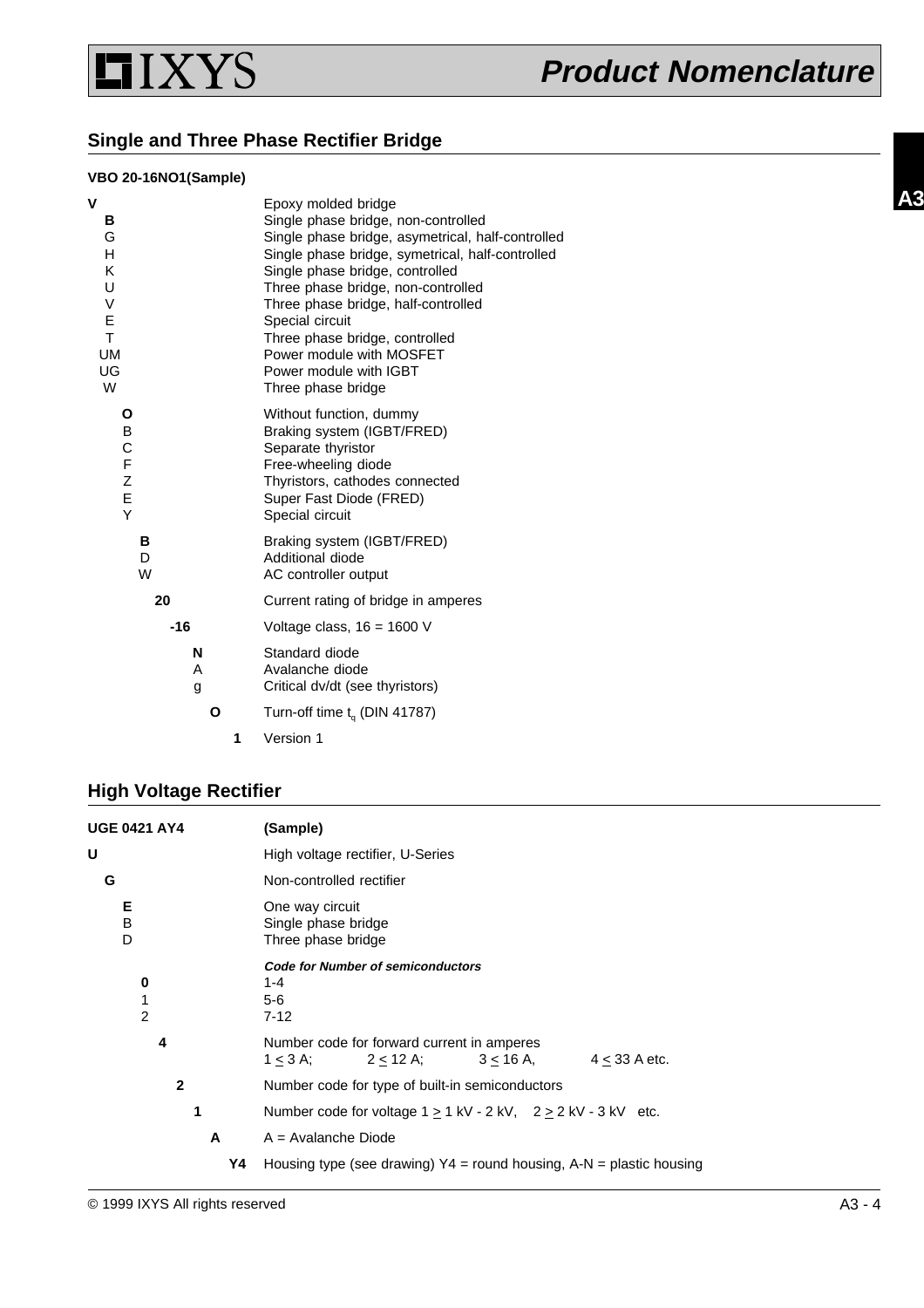## Single and Three Phase Rectifier Bridge

**VBO 20-16NO1(Sample)**

| Code | Description |
|---|---|
| **V** | Epoxy molded bridge |
| **B** | Single phase bridge, non-controlled |
| G | Single phase bridge, asymetrical, half-controlled |
| H | Single phase bridge, symetrical, half-controlled |
| K | Single phase bridge, controlled |
| U | Three phase bridge, non-controlled |
| V | Three phase bridge, half-controlled |
| E | Special circuit |
| T | Three phase bridge, controlled |
| UM | Power module with MOSFET |
| UG | Power module with IGBT |
| W | Three phase bridge |
| **O** | Without function, dummy |
| B | Braking system (IGBT/FRED) |
| C | Separate thyristor |
| F | Free-wheeling diode |
| Z | Thyristors, cathodes connected |
| E | Super Fast Diode (FRED) |
| Y | Special circuit |
| **B** | Braking system (IGBT/FRED) |
| D | Additional diode |
| W | AC controller output |
| **20** | Current rating of bridge in amperes |
| **-16** | Voltage class, 16 = 1600 V |
| **N** | Standard diode |
| A | Avalanche diode |
| g | Critical dv/dt (see thyristors) |
| **O** | Turn-off time $t_q$ (DIN 41787) |
| **1** | Version 1 |

## High Voltage Rectifier

| **UGE 0421 AY4** | **(Sample)** |
|---|---|
| **U** | High voltage rectifier, U-Series |
| **G** | Non-controlled rectifier |
| **E** | One way circuit |
| B | Single phase bridge |
| D | Three phase bridge |
| | ***Code for Number of semiconductors*** |
| **0** | 1-4 |
| 1 | 5-6 |
| 2 | 7-12 |
| **4** | Number code for forward current in amperes: $1 \leq 3$ A; $2 \leq 12$ A; $3 \leq 16$ A, $4 \leq 33$ A etc. |
| **2** | Number code for type of built-in semiconductors |
| **1** | Number code for voltage $1 \geq 1$ kV - 2 kV, $2 \geq 2$ kV - 3 kV etc. |
| **A** | A = Avalanche Diode |
| **Y4** | Housing type (see drawing) Y4 = round housing, A-N = plastic housing |

© 1999 IXYS All rights reserved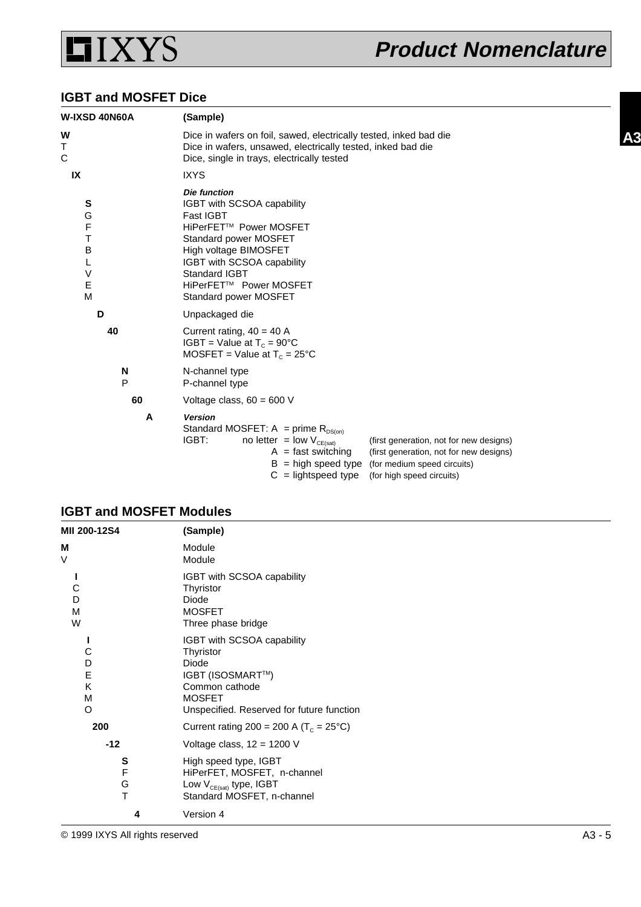## IGBT and MOSFET Dice

| W-IXSD 40N60A | (Sample) |
|---|---|
| **W**<br>T<br>C | Dice in wafers on foil, sawed, electrically tested, inked bad die<br>Dice in wafers, unsawed, electrically tested, inked bad die<br>Dice, single in trays, electrically tested |
| **IX** | IXYS |
| **S**<br>G<br>F<br>T<br>B<br>L<br>V<br>E<br>M | ***Die function***<br>IGBT with SCSOA capability<br>Fast IGBT<br>HiPerFET™ Power MOSFET<br>Standard power MOSFET<br>High voltage BIMOSFET<br>IGBT with SCSOA capability<br>Standard IGBT<br>HiPerFET™ Power MOSFET<br>Standard power MOSFET |
| **D** | Unpackaged die |
| **40** | Current rating, 40 = 40 A<br>IGBT = Value at $T_C$ = 90°C<br>MOSFET = Value at $T_C$ = 25°C |
| **N**<br>P | N-channel type<br>P-channel type |
| **60** | Voltage class, 60 = 600 V |
| **A** | ***Version***<br>Standard MOSFET: A = prime $R_{DS(on)}$<br>IGBT: no letter = low $V_{CE(sat)}$ (first generation, not for new designs)<br>A = fast switching (first generation, not for new designs)<br>B = high speed type (for medium speed circuits)<br>C = lightspeed type (for high speed circuits) |

## IGBT and MOSFET Modules

| MII 200-12S4 | (Sample) |
|---|---|
| **M**<br>V | Module<br>Module |
| **I**<br>C<br>D<br>M<br>W | IGBT with SCSOA capability<br>Thyristor<br>Diode<br>MOSFET<br>Three phase bridge |
| **I**<br>C<br>D<br>E<br>K<br>M<br>O | IGBT with SCSOA capability<br>Thyristor<br>Diode<br>IGBT (ISOSMART™)<br>Common cathode<br>MOSFET<br>Unspecified. Reserved for future function |
| **200** | Current rating 200 = 200 A ($T_C$ = 25°C) |
| **-12** | Voltage class, 12 = 1200 V |
| **S**<br>F<br>G<br>T | High speed type, IGBT<br>HiPerFET, MOSFET, n-channel<br>Low $V_{CE(sat)}$ type, IGBT<br>Standard MOSFET, n-channel |
| **4** | Version 4 |

© 1999 IXYS All rights reserved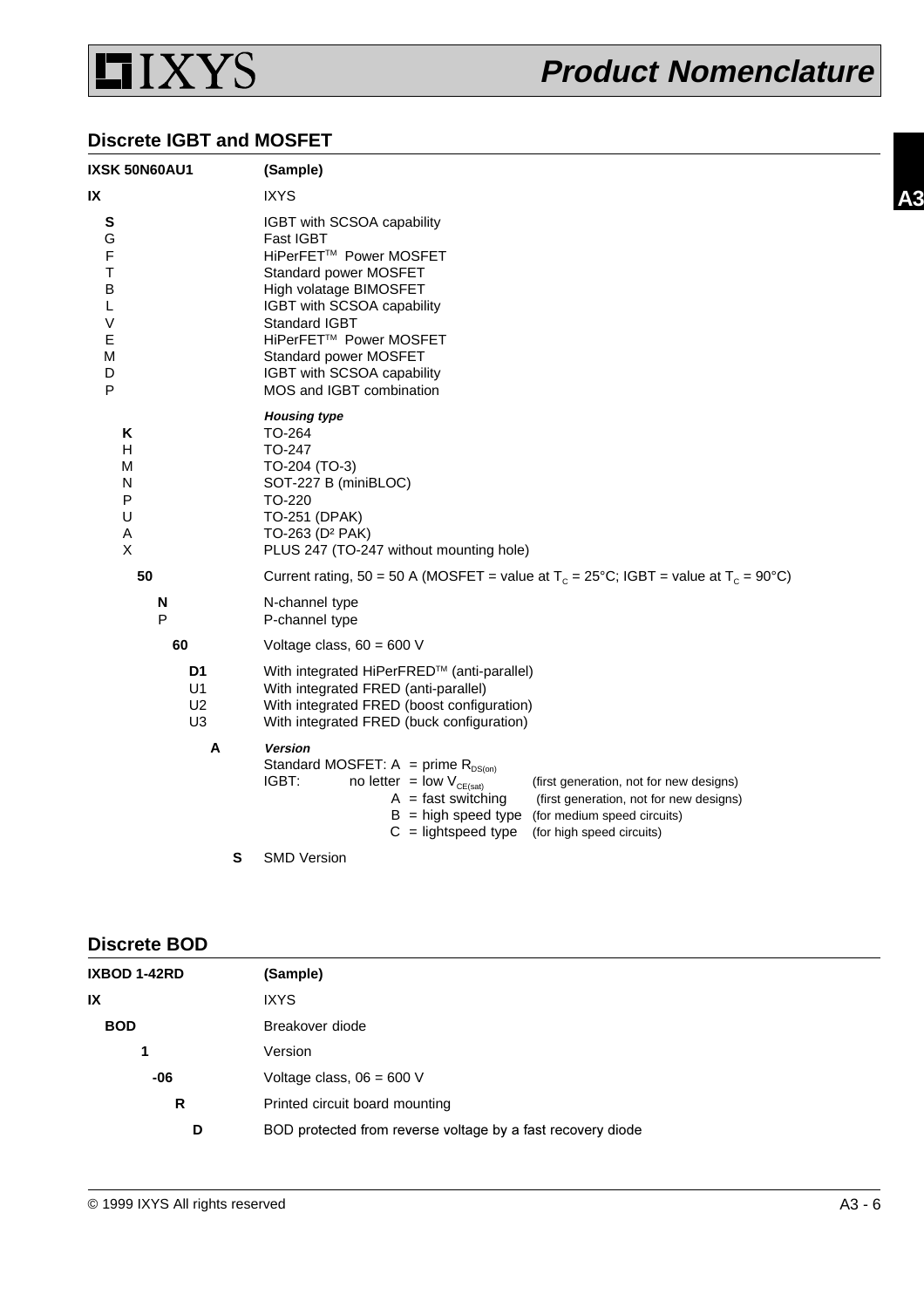## Discrete IGBT and MOSFET

| | |
|---|---|
| **IXSK 50N60AU1** | **(Sample)** |
| **IX** | IXYS |
| **S**<br>G<br>F<br>T<br>B<br>L<br>V<br>E<br>M<br>D<br>P | IGBT with SCSOA capability<br>Fast IGBT<br>HiPerFET™ Power MOSFET<br>Standard power MOSFET<br>High volatage BIMOSFET<br>IGBT with SCSOA capability<br>Standard IGBT<br>HiPerFET™ Power MOSFET<br>Standard power MOSFET<br>IGBT with SCSOA capability<br>MOS and IGBT combination |
| **K**<br>H<br>M<br>N<br>P<br>U<br>A<br>X | ***Housing type***<br>TO-264<br>TO-247<br>TO-204 (TO-3)<br>SOT-227 B (miniBLOC)<br>TO-220<br>TO-251 (DPAK)<br>TO-263 (D² PAK)<br>PLUS 247 (TO-247 without mounting hole) |
| **50** | Current rating, 50 = 50 A (MOSFET = value at $T_C$ = 25°C; IGBT = value at $T_C$ = 90°C) |
| **N**<br>P | N-channel type<br>P-channel type |
| **60** | Voltage class, 60 = 600 V |
| **D1**<br>U1<br>U2<br>U3 | With integrated HiPerFRED™ (anti-parallel)<br>With integrated FRED (anti-parallel)<br>With integrated FRED (boost configuration)<br>With integrated FRED (buck configuration) |
| **A** | ***Version***<br>Standard MOSFET: A = prime $R_{DS(on)}$<br>IGBT: no letter = low $V_{CE(sat)}$ (first generation, not for new designs)<br>A = fast switching (first generation, not for new designs)<br>B = high speed type (for medium speed circuits)<br>C = lightspeed type (for high speed circuits) |
| **S** | SMD Version |

## Discrete BOD

| | |
|---|---|
| **IXBOD 1-42RD** | **(Sample)** |
| **IX** | IXYS |
| **BOD** | Breakover diode |
| **1** | Version |
| **-06** | Voltage class, 06 = 600 V |
| **R** | Printed circuit board mounting |
| **D** | BOD protected from reverse voltage by a fast recovery diode |

© 1999 IXYS All rights reserved